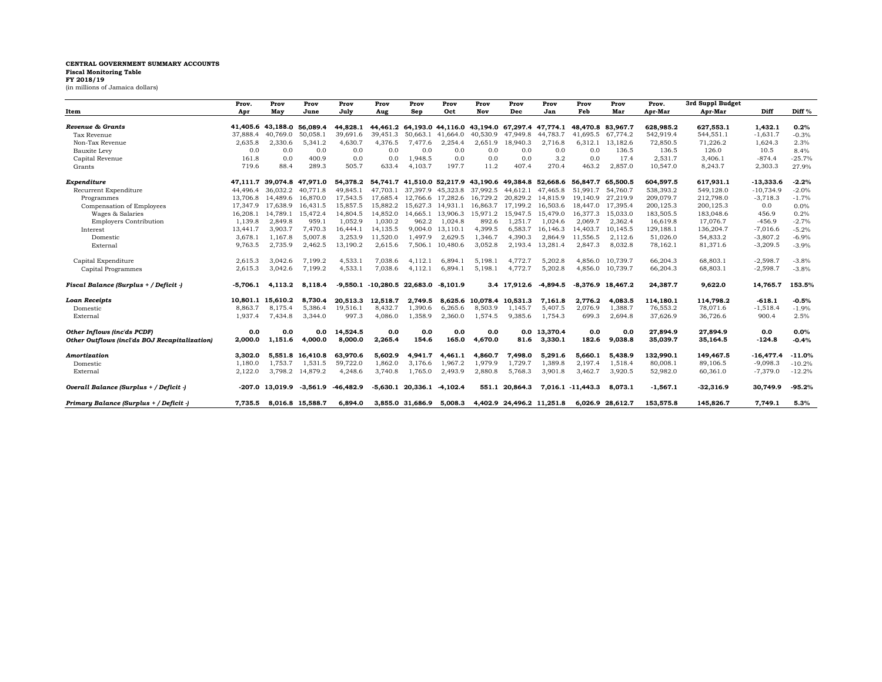**CENTRAL GOVERNMENT SUMMARY ACCOUNTS**
**Fiscal Monitoring Table**
**FY 2018/19**
(in millions of Jamaica dollars)

| Item | Prov. Apr | Prov May | Prov June | Prov July | Prov Aug | Prov Sep | Prov Oct | Prov Nov | Prov Dec | Prov Jan | Prov Feb | Prov Mar | Prov. Apr-Mar | 3rd Suppl Budget Apr-Mar | Diff | Diff % |
|---|---|---|---|---|---|---|---|---|---|---|---|---|---|---|---|---|
| ***Revenue & Grants*** | **41,405.6** | **43,188.0** | **56,089.4** | **44,828.1** | **44,461.2** | **64,193.0** | **44,116.0** | **43,194.0** | **67,297.4** | **47,774.1** | **48,470.8** | **83,967.7** | **628,985.2** | **627,553.1** | **1,432.1** | **0.2%** |
| Tax Revenue | 37,888.4 | 40,769.0 | 50,058.1 | 39,691.6 | 39,451.3 | 50,663.1 | 41,664.0 | 40,530.9 | 47,949.8 | 44,783.7 | 41,695.5 | 67,774.2 | 542,919.4 | 544,551.1 | -1,631.7 | -0.3% |
| Non-Tax Revenue | 2,635.8 | 2,330.6 | 5,341.2 | 4,630.7 | 4,376.5 | 7,477.6 | 2,254.4 | 2,651.9 | 18,940.3 | 2,716.8 | 6,312.1 | 13,182.6 | 72,850.5 | 71,226.2 | 1,624.3 | 2.3% |
| Bauxite Levy | 0.0 | 0.0 | 0.0 | 0.0 | 0.0 | 0.0 | 0.0 | 0.0 | 0.0 | 0.0 | 0.0 | 136.5 | 136.5 | 126.0 | 10.5 | 8.4% |
| Capital Revenue | 161.8 | 0.0 | 400.9 | 0.0 | 0.0 | 1,948.5 | 0.0 | 0.0 | 0.0 | 3.2 | 0.0 | 17.4 | 2,531.7 | 3,406.1 | -874.4 | -25.7% |
| Grants | 719.6 | 88.4 | 289.3 | 505.7 | 633.4 | 4,103.7 | 197.7 | 11.2 | 407.4 | 270.4 | 463.2 | 2,857.0 | 10,547.0 | 8,243.7 | 2,303.3 | 27.9% |
| ***Expenditure*** | **47,111.7** | **39,074.8** | **47,971.0** | **54,378.2** | **54,741.7** | **41,510.0** | **52,217.9** | **43,190.6** | **49,384.8** | **52,668.6** | **56,847.7** | **65,500.5** | **604,597.5** | **617,931.1** | **-13,333.6** | **-2.2%** |
| Recurrent Expenditure | 44,496.4 | 36,032.2 | 40,771.8 | 49,845.1 | 47,703.1 | 37,397.9 | 45,323.8 | 37,992.5 | 44,612.1 | 47,465.8 | 51,991.7 | 54,760.7 | 538,393.2 | 549,128.0 | -10,734.9 | -2.0% |
| Programmes | 13,706.8 | 14,489.6 | 16,870.0 | 17,543.5 | 17,685.4 | 12,766.6 | 17,282.6 | 16,729.2 | 20,829.2 | 14,815.9 | 19,140.9 | 27,219.9 | 209,079.7 | 212,798.0 | -3,718.3 | -1.7% |
| Compensation of Employees | 17,347.9 | 17,638.9 | 16,431.5 | 15,857.5 | 15,882.2 | 15,627.3 | 14,931.1 | 16,863.7 | 17,199.2 | 16,503.6 | 18,447.0 | 17,395.4 | 200,125.3 | 200,125.3 | 0.0 | 0.0% |
| Wages & Salaries | 16,208.1 | 14,789.1 | 15,472.4 | 14,804.5 | 14,852.0 | 14,665.1 | 13,906.3 | 15,971.2 | 15,947.5 | 15,479.0 | 16,377.3 | 15,033.0 | 183,505.5 | 183,048.6 | 456.9 | 0.2% |
| Employers Contribution | 1,139.8 | 2,849.8 | 959.1 | 1,052.9 | 1,030.2 | 962.2 | 1,024.8 | 892.6 | 1,251.7 | 1,024.6 | 2,069.7 | 2,362.4 | 16,619.8 | 17,076.7 | -456.9 | -2.7% |
| Interest | 13,441.7 | 3,903.7 | 7,470.3 | 16,444.1 | 14,135.5 | 9,004.0 | 13,110.1 | 4,399.5 | 6,583.7 | 16,146.3 | 14,403.7 | 10,145.5 | 129,188.1 | 136,204.7 | -7,016.6 | -5.2% |
| Domestic | 3,678.1 | 1,167.8 | 5,007.8 | 3,253.9 | 11,520.0 | 1,497.9 | 2,629.5 | 1,346.7 | 4,390.3 | 2,864.9 | 11,556.5 | 2,112.6 | 51,026.0 | 54,833.2 | -3,807.2 | -6.9% |
| External | 9,763.5 | 2,735.9 | 2,462.5 | 13,190.2 | 2,615.6 | 7,506.1 | 10,480.6 | 3,052.8 | 2,193.4 | 13,281.4 | 2,847.3 | 8,032.8 | 78,162.1 | 81,371.6 | -3,209.5 | -3.9% |
| Capital Expenditure | 2,615.3 | 3,042.6 | 7,199.2 | 4,533.1 | 7,038.6 | 4,112.1 | 6,894.1 | 5,198.1 | 4,772.7 | 5,202.8 | 4,856.0 | 10,739.7 | 66,204.3 | 68,803.1 | -2,598.7 | -3.8% |
| Capital Programmes | 2,615.3 | 3,042.6 | 7,199.2 | 4,533.1 | 7,038.6 | 4,112.1 | 6,894.1 | 5,198.1 | 4,772.7 | 5,202.8 | 4,856.0 | 10,739.7 | 66,204.3 | 68,803.1 | -2,598.7 | -3.8% |
| ***Fiscal Balance (Surplus + / Deficit -)*** | **-5,706.1** | **4,113.2** | **8,118.4** | **-9,550.1** | **-10,280.5** | **22,683.0** | **-8,101.9** | **3.4** | **17,912.6** | **-4,894.5** | **-8,376.9** | **18,467.2** | **24,387.7** | **9,622.0** | **14,765.7** | **153.5%** |
| ***Loan Receipts*** | **10,801.1** | **15,610.2** | **8,730.4** | **20,513.3** | **12,518.7** | **2,749.5** | **8,625.6** | **10,078.4** | **10,531.3** | **7,161.8** | **2,776.2** | **4,083.5** | **114,180.1** | **114,798.2** | **-618.1** | **-0.5%** |
| Domestic | 8,863.7 | 8,175.4 | 5,386.4 | 19,516.1 | 8,432.7 | 1,390.6 | 6,265.6 | 8,503.9 | 1,145.7 | 5,407.5 | 2,076.9 | 1,388.7 | 76,553.2 | 78,071.6 | -1,518.4 | -1.9% |
| External | 1,937.4 | 7,434.8 | 3,344.0 | 997.3 | 4,086.0 | 1,358.9 | 2,360.0 | 1,574.5 | 9,385.6 | 1,754.3 | 699.3 | 2,694.8 | 37,626.9 | 36,726.6 | 900.4 | 2.5% |
| ***Other Inflows (inc'ds PCDF)*** | **0.0** | **0.0** | **0.0** | **14,524.5** | **0.0** | **0.0** | **0.0** | **0.0** | **0.0** | **13,370.4** | **0.0** | **0.0** | **27,894.9** | **27,894.9** | **0.0** | **0.0%** |
| ***Other Outflows (incl'ds BOJ Recapitalization)*** | **2,000.0** | **1,151.6** | **4,000.0** | **8,000.0** | **2,265.4** | **154.6** | **165.0** | **4,670.0** | **81.6** | **3,330.1** | **182.6** | **9,038.8** | **35,039.7** | **35,164.5** | **-124.8** | **-0.4%** |
| ***Amortization*** | **3,302.0** | **5,551.8** | **16,410.8** | **63,970.6** | **5,602.9** | **4,941.7** | **4,461.1** | **4,860.7** | **7,498.0** | **5,291.6** | **5,660.1** | **5,438.9** | **132,990.1** | **149,467.5** | **-16,477.4** | **-11.0%** |
| Domestic | 1,180.0 | 1,753.7 | 1,531.5 | 59,722.0 | 1,862.0 | 3,176.6 | 1,967.2 | 1,979.9 | 1,729.7 | 1,389.8 | 2,197.4 | 1,518.4 | 80,008.1 | 89,106.5 | -9,098.3 | -10.2% |
| External | 2,122.0 | 3,798.2 | 14,879.2 | 4,248.6 | 3,740.8 | 1,765.0 | 2,493.9 | 2,880.8 | 5,768.3 | 3,901.8 | 3,462.7 | 3,920.5 | 52,982.0 | 60,361.0 | -7,379.0 | -12.2% |
| ***Overall Balance (Surplus + / Deficit -)*** | **-207.0** | **13,019.9** | **-3,561.9** | **-46,482.9** | **-5,630.1** | **20,336.1** | **-4,102.4** | **551.1** | **20,864.3** | **7,016.1** | **-11,443.3** | **8,073.1** | **-1,567.1** | **-32,316.9** | **30,749.9** | **-95.2%** |
| ***Primary Balance (Surplus + / Deficit -)*** | **7,735.5** | **8,016.8** | **15,588.7** | **6,894.0** | **3,855.0** | **31,686.9** | **5,008.3** | **4,402.9** | **24,496.2** | **11,251.8** | **6,026.9** | **28,612.7** | **153,575.8** | **145,826.7** | **7,749.1** | **5.3%** |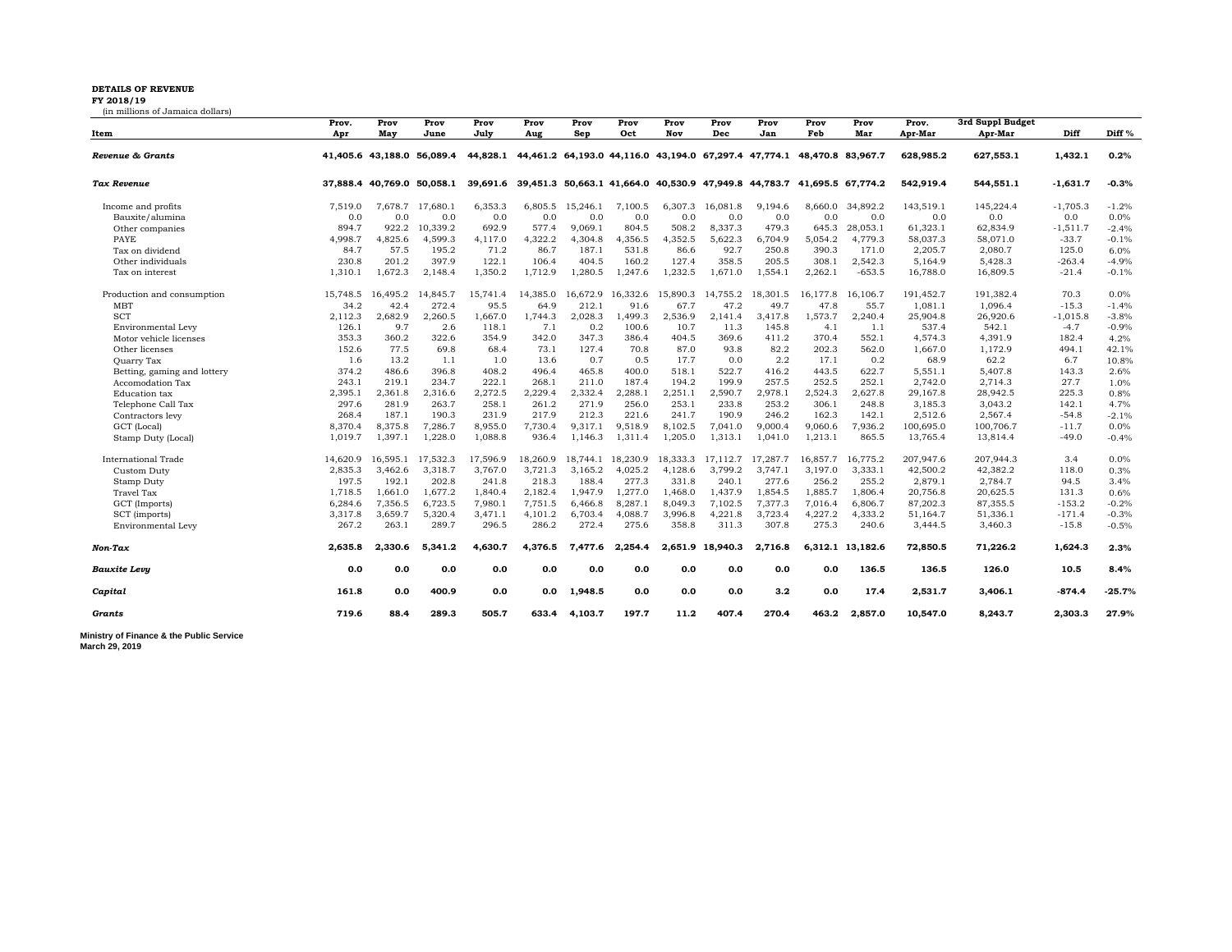**DETAILS OF REVENUE**
**FY 2018/19**
(in millions of Jamaica dollars)

| Item | Prov. Apr | Prov May | Prov June | Prov July | Prov Aug | Prov Sep | Prov Oct | Prov Nov | Prov Dec | Prov Jan | Prov Feb | Prov Mar | Prov. Apr-Mar | 3rd Suppl Budget Apr-Mar | Diff | Diff % |
|---|---|---|---|---|---|---|---|---|---|---|---|---|---|---|---|---|
| ***Revenue & Grants*** | **41,405.6** | **43,188.0** | **56,089.4** | **44,828.1** | **44,461.2** | **64,193.0** | **44,116.0** | **43,194.0** | **67,297.4** | **47,774.1** | **48,470.8** | **83,967.7** | **628,985.2** | **627,553.1** | **1,432.1** | **0.2%** |
| ***Tax Revenue*** | **37,888.4** | **40,769.0** | **50,058.1** | **39,691.6** | **39,451.3** | **50,663.1** | **41,664.0** | **40,530.9** | **47,949.8** | **44,783.7** | **41,695.5** | **67,774.2** | **542,919.4** | **544,551.1** | **-1,631.7** | **-0.3%** |
| Income and profits | 7,519.0 | 7,678.7 | 17,680.1 | 6,353.3 | 6,805.5 | 15,246.1 | 7,100.5 | 6,307.3 | 16,081.8 | 9,194.6 | 8,660.0 | 34,892.2 | 143,519.1 | 145,224.4 | -1,705.3 | -1.2% |
| Bauxite/alumina | 0.0 | 0.0 | 0.0 | 0.0 | 0.0 | 0.0 | 0.0 | 0.0 | 0.0 | 0.0 | 0.0 | 0.0 | 0.0 | 0.0 | 0.0 | 0.0% |
| Other companies | 894.7 | 922.2 | 10,339.2 | 692.9 | 577.4 | 9,069.1 | 804.5 | 508.2 | 8,337.3 | 479.3 | 645.3 | 28,053.1 | 61,323.1 | 62,834.9 | -1,511.7 | -2.4% |
| PAYE | 4,998.7 | 4,825.6 | 4,599.3 | 4,117.0 | 4,322.2 | 4,304.8 | 4,356.5 | 4,352.5 | 5,622.3 | 6,704.9 | 5,054.2 | 4,779.3 | 58,037.3 | 58,071.0 | -33.7 | -0.1% |
| Tax on dividend | 84.7 | 57.5 | 195.2 | 71.2 | 86.7 | 187.1 | 531.8 | 86.6 | 92.7 | 250.8 | 390.3 | 171.0 | 2,205.7 | 2,080.7 | 125.0 | 6.0% |
| Other individuals | 230.8 | 201.2 | 397.9 | 122.1 | 106.4 | 404.5 | 160.2 | 127.4 | 358.5 | 205.5 | 308.1 | 2,542.3 | 5,164.9 | 5,428.3 | -263.4 | -4.9% |
| Tax on interest | 1,310.1 | 1,672.3 | 2,148.4 | 1,350.2 | 1,712.9 | 1,280.5 | 1,247.6 | 1,232.5 | 1,671.0 | 1,554.1 | 2,262.1 | -653.5 | 16,788.0 | 16,809.5 | -21.4 | -0.1% |
| Production and consumption | 15,748.5 | 16,495.2 | 14,845.7 | 15,741.4 | 14,385.0 | 16,672.9 | 16,332.6 | 15,890.3 | 14,755.2 | 18,301.5 | 16,177.8 | 16,106.7 | 191,452.7 | 191,382.4 | 70.3 | 0.0% |
| MBT | 34.2 | 42.4 | 272.4 | 95.5 | 64.9 | 212.1 | 91.6 | 67.7 | 47.2 | 49.7 | 47.8 | 55.7 | 1,081.1 | 1,096.4 | -15.3 | -1.4% |
| SCT | 2,112.3 | 2,682.9 | 2,260.5 | 1,667.0 | 1,744.3 | 2,028.3 | 1,499.3 | 2,536.9 | 2,141.4 | 3,417.8 | 1,573.7 | 2,240.4 | 25,904.8 | 26,920.6 | -1,015.8 | -3.8% |
| Environmental Levy | 126.1 | 9.7 | 2.6 | 118.1 | 7.1 | 0.2 | 100.6 | 10.7 | 11.3 | 145.8 | 4.1 | 1.1 | 537.4 | 542.1 | -4.7 | -0.9% |
| Motor vehicle licenses | 353.3 | 360.2 | 322.6 | 354.9 | 342.0 | 347.3 | 386.4 | 404.5 | 369.6 | 411.2 | 370.4 | 552.1 | 4,574.3 | 4,391.9 | 182.4 | 4.2% |
| Other licenses | 152.6 | 77.5 | 69.8 | 68.4 | 73.1 | 127.4 | 70.8 | 87.0 | 93.8 | 82.2 | 202.3 | 562.0 | 1,667.0 | 1,172.9 | 494.1 | 42.1% |
| Quarry Tax | 1.6 | 13.2 | 1.1 | 1.0 | 13.6 | 0.7 | 0.5 | 17.7 | 0.0 | 2.2 | 17.1 | 0.2 | 68.9 | 62.2 | 6.7 | 10.8% |
| Betting, gaming and lottery | 374.2 | 486.6 | 396.8 | 408.2 | 496.4 | 465.8 | 400.0 | 518.1 | 522.7 | 416.2 | 443.5 | 622.7 | 5,551.1 | 5,407.8 | 143.3 | 2.6% |
| Accomodation Tax | 243.1 | 219.1 | 234.7 | 222.1 | 268.1 | 211.0 | 187.4 | 194.2 | 199.9 | 257.5 | 252.5 | 252.1 | 2,742.0 | 2,714.3 | 27.7 | 1.0% |
| Education tax | 2,395.1 | 2,361.8 | 2,316.6 | 2,272.5 | 2,229.4 | 2,332.4 | 2,288.1 | 2,251.1 | 2,590.7 | 2,978.1 | 2,524.3 | 2,627.8 | 29,167.8 | 28,942.5 | 225.3 | 0.8% |
| Telephone Call Tax | 297.6 | 281.9 | 263.7 | 258.1 | 261.2 | 271.9 | 256.0 | 253.1 | 233.8 | 253.2 | 306.1 | 248.8 | 3,185.3 | 3,043.2 | 142.1 | 4.7% |
| Contractors levy | 268.4 | 187.1 | 190.3 | 231.9 | 217.9 | 212.3 | 221.6 | 241.7 | 190.9 | 246.2 | 162.3 | 142.1 | 2,512.6 | 2,567.4 | -54.8 | -2.1% |
| GCT (Local) | 8,370.4 | 8,375.8 | 7,286.7 | 8,955.0 | 7,730.4 | 9,317.1 | 9,518.9 | 8,102.5 | 7,041.0 | 9,000.4 | 9,060.6 | 7,936.2 | 100,695.0 | 100,706.7 | -11.7 | 0.0% |
| Stamp Duty (Local) | 1,019.7 | 1,397.1 | 1,228.0 | 1,088.8 | 936.4 | 1,146.3 | 1,311.4 | 1,205.0 | 1,313.1 | 1,041.0 | 1,213.1 | 865.5 | 13,765.4 | 13,814.4 | -49.0 | -0.4% |
| International Trade | 14,620.9 | 16,595.1 | 17,532.3 | 17,596.9 | 18,260.9 | 18,744.1 | 18,230.9 | 18,333.3 | 17,112.7 | 17,287.7 | 16,857.7 | 16,775.2 | 207,947.6 | 207,944.3 | 3.4 | 0.0% |
| Custom Duty | 2,835.3 | 3,462.6 | 3,318.7 | 3,767.0 | 3,721.3 | 3,165.2 | 4,025.2 | 4,128.6 | 3,799.2 | 3,747.1 | 3,197.0 | 3,333.1 | 42,500.2 | 42,382.2 | 118.0 | 0.3% |
| Stamp Duty | 197.5 | 192.1 | 202.8 | 241.8 | 218.3 | 188.4 | 277.3 | 331.8 | 240.1 | 277.6 | 256.2 | 255.2 | 2,879.1 | 2,784.7 | 94.5 | 3.4% |
| Travel Tax | 1,718.5 | 1,661.0 | 1,677.2 | 1,840.4 | 2,182.4 | 1,947.9 | 1,277.0 | 1,468.0 | 1,437.9 | 1,854.5 | 1,885.7 | 1,806.4 | 20,756.8 | 20,625.5 | 131.3 | 0.6% |
| GCT (Imports) | 6,284.6 | 7,356.5 | 6,723.5 | 7,980.1 | 7,751.5 | 6,466.8 | 8,287.1 | 8,049.3 | 7,102.5 | 7,377.3 | 7,016.4 | 6,806.7 | 87,202.3 | 87,355.5 | -153.2 | -0.2% |
| SCT (imports) | 3,317.8 | 3,659.7 | 5,320.4 | 3,471.1 | 4,101.2 | 6,703.4 | 4,088.7 | 3,996.8 | 4,221.8 | 3,723.4 | 4,227.2 | 4,333.2 | 51,164.7 | 51,336.1 | -171.4 | -0.3% |
| Environmental Levy | 267.2 | 263.1 | 289.7 | 296.5 | 286.2 | 272.4 | 275.6 | 358.8 | 311.3 | 307.8 | 275.3 | 240.6 | 3,444.5 | 3,460.3 | -15.8 | -0.5% |
| ***Non-Tax*** | **2,635.8** | **2,330.6** | **5,341.2** | **4,630.7** | **4,376.5** | **7,477.6** | **2,254.4** | **2,651.9** | **18,940.3** | **2,716.8** | **6,312.1** | **13,182.6** | **72,850.5** | **71,226.2** | **1,624.3** | **2.3%** |
| ***Bauxite Levy*** | **0.0** | **0.0** | **0.0** | **0.0** | **0.0** | **0.0** | **0.0** | **0.0** | **0.0** | **0.0** | **0.0** | **136.5** | **136.5** | **126.0** | **10.5** | **8.4%** |
| ***Capital*** | **161.8** | **0.0** | **400.9** | **0.0** | **0.0** | **1,948.5** | **0.0** | **0.0** | **0.0** | **3.2** | **0.0** | **17.4** | **2,531.7** | **3,406.1** | **-874.4** | **-25.7%** |
| ***Grants*** | **719.6** | **88.4** | **289.3** | **505.7** | **633.4** | **4,103.7** | **197.7** | **11.2** | **407.4** | **270.4** | **463.2** | **2,857.0** | **10,547.0** | **8,243.7** | **2,303.3** | **27.9%** |

**Ministry of Finance & the Public Service**
**March 29, 2019**